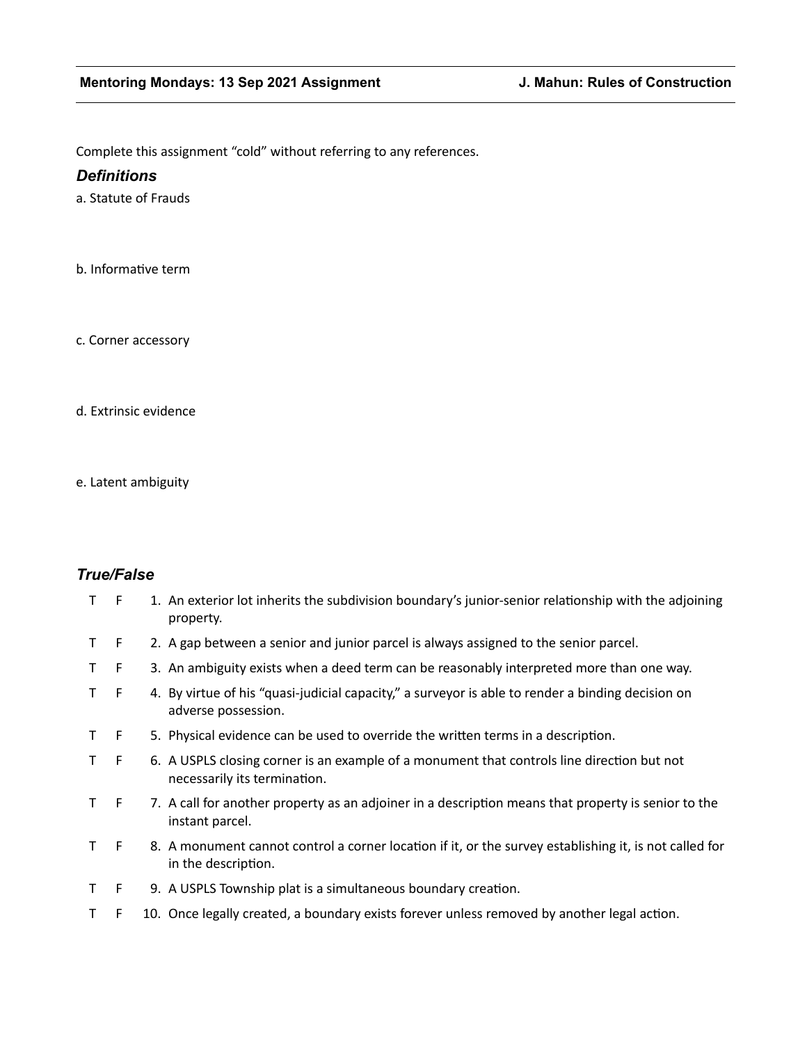**Mentoring Mondays: 13 Sep 2021 Assignment** **J. Mahun: Rules of Construction**

Complete this assignment "cold" without referring to any references.

### *Definitions*

a. Statute of Frauds

b. Informative term

c. Corner accessory

d. Extrinsic evidence

e. Latent ambiguity

### *True/False*

T F 1. An exterior lot inherits the subdivision boundary's junior-senior relationship with the adjoining property.

T F 2. A gap between a senior and junior parcel is always assigned to the senior parcel.

T F 3. An ambiguity exists when a deed term can be reasonably interpreted more than one way.

T F 4. By virtue of his "quasi-judicial capacity," a surveyor is able to render a binding decision on adverse possession.

T F 5. Physical evidence can be used to override the written terms in a description.

T F 6. A USPLS closing corner is an example of a monument that controls line direction but not necessarily its termination.

T F 7. A call for another property as an adjoiner in a description means that property is senior to the instant parcel.

T F 8. A monument cannot control a corner location if it, or the survey establishing it, is not called for in the description.

T F 9. A USPLS Township plat is a simultaneous boundary creation.

T F 10. Once legally created, a boundary exists forever unless removed by another legal action.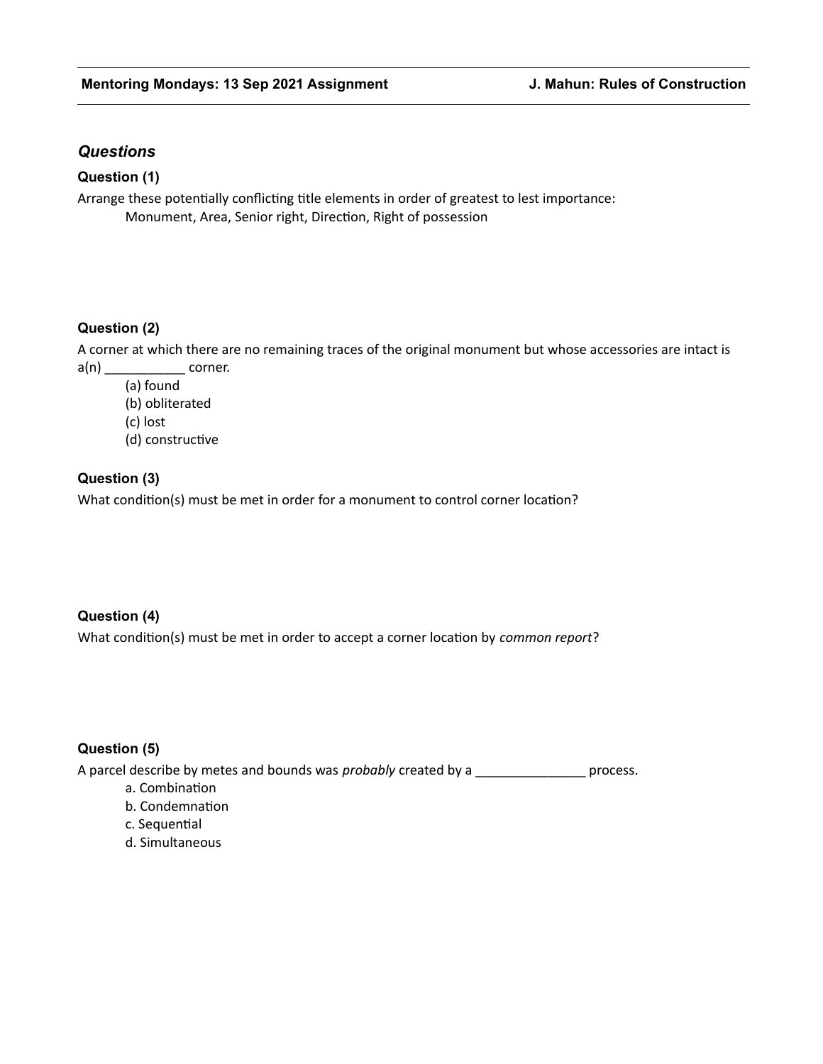## *Questions*

### Question (1)

Arrange these potentially conflicting title elements in order of greatest to lest importance:

Monument, Area, Senior right, Direction, Right of possession

### Question (2)

A corner at which there are no remaining traces of the original monument but whose accessories are intact is a(n) ___________ corner.

(a) found
(b) obliterated
(c) lost
(d) constructive

### Question (3)

What condition(s) must be met in order for a monument to control corner location?

### Question (4)

What condition(s) must be met in order to accept a corner location by *common report*?

### Question (5)

A parcel describe by metes and bounds was *probably* created by a _______________ process.

a. Combination
b. Condemnation
c. Sequential
d. Simultaneous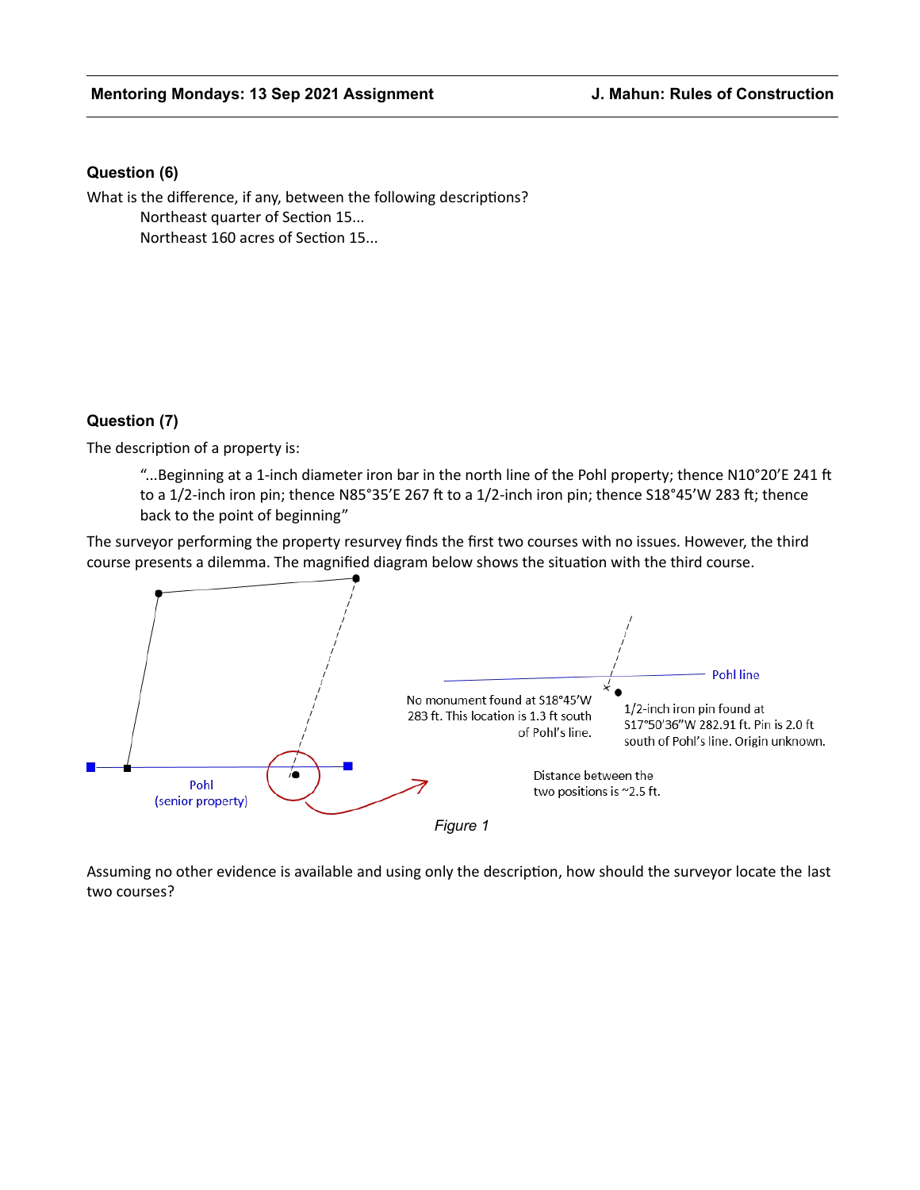## Question (6)

What is the difference, if any, between the following descriptions?

> Northeast quarter of Section 15...
>
> Northeast 160 acres of Section 15...

## Question (7)

The description of a property is:

> "...Beginning at a 1-inch diameter iron bar in the north line of the Pohl property; thence N10°20'E 241 ft to a 1/2-inch iron pin; thence N85°35'E 267 ft to a 1/2-inch iron pin; thence S18°45'W 283 ft; thence back to the point of beginning"

The surveyor performing the property resurvey finds the first two courses with no issues. However, the third course presents a dilemma. The magnified diagram below shows the situation with the third course.

Pohl line

No monument found at S18°45'W 283 ft. This location is 1.3 ft south of Pohl's line.

1/2-inch iron pin found at S17°50'36"W 282.91 ft. Pin is 2.0 ft south of Pohl's line. Origin unknown.

Pohl (senior property)

Distance between the two positions is ~2.5 ft.

*Figure 1*

Assuming no other evidence is available and using only the description, how should the surveyor locate the last two courses?